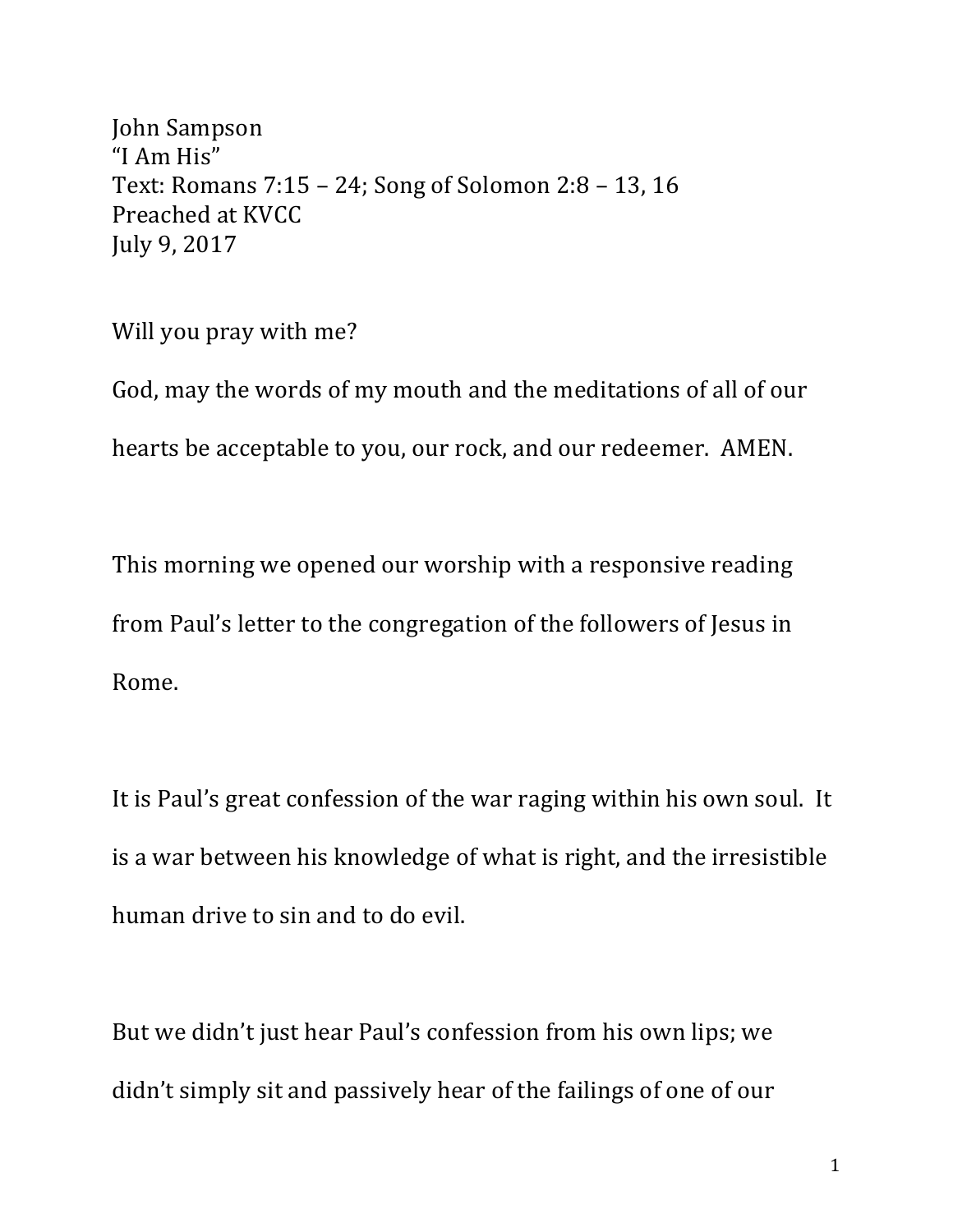John Sampson
“I Am His”
Text: Romans 7:15 – 24; Song of Solomon 2:8 – 13, 16
Preached at KVCC
July 9, 2017

Will you pray with me?

God, may the words of my mouth and the meditations of all of our hearts be acceptable to you, our rock, and our redeemer. AMEN.

This morning we opened our worship with a responsive reading from Paul’s letter to the congregation of the followers of Jesus in Rome.

It is Paul’s great confession of the war raging within his own soul. It is a war between his knowledge of what is right, and the irresistible human drive to sin and to do evil.

But we didn’t just hear Paul’s confession from his own lips; we didn’t simply sit and passively hear of the failings of one of our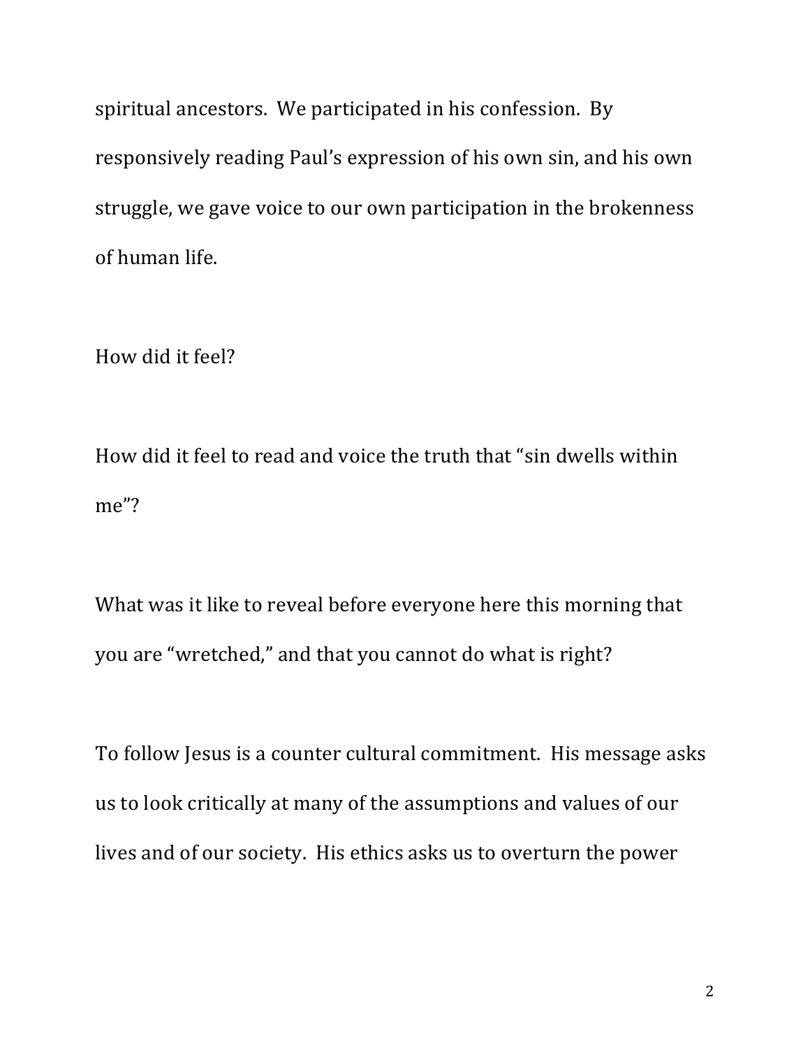spiritual ancestors. We participated in his confession. By responsively reading Paul's expression of his own sin, and his own struggle, we gave voice to our own participation in the brokenness of human life.

How did it feel?

How did it feel to read and voice the truth that "sin dwells within me"?

What was it like to reveal before everyone here this morning that you are "wretched," and that you cannot do what is right?

To follow Jesus is a counter cultural commitment. His message asks us to look critically at many of the assumptions and values of our lives and of our society. His ethics asks us to overturn the power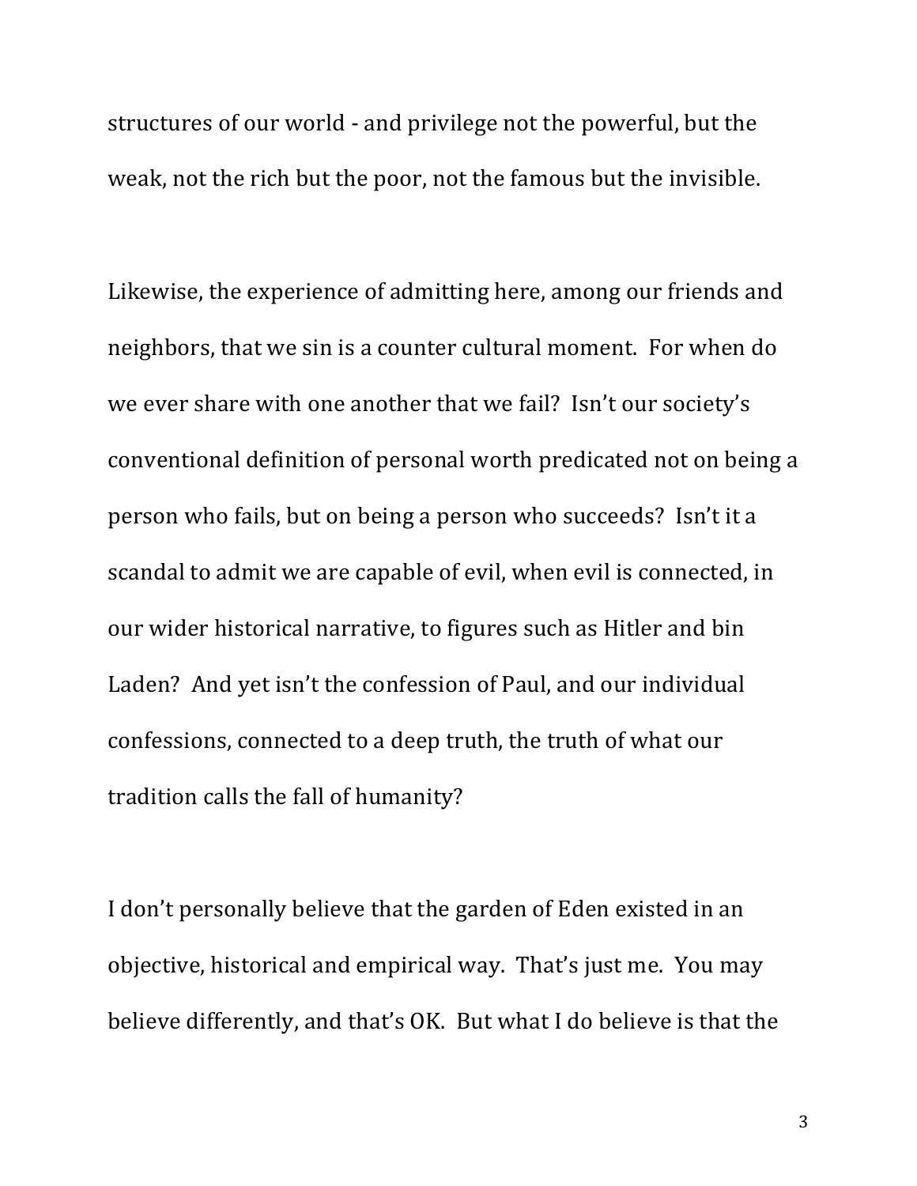structures of our world - and privilege not the powerful, but the weak, not the rich but the poor, not the famous but the invisible.

Likewise, the experience of admitting here, among our friends and neighbors, that we sin is a counter cultural moment. For when do we ever share with one another that we fail? Isn't our society's conventional definition of personal worth predicated not on being a person who fails, but on being a person who succeeds? Isn't it a scandal to admit we are capable of evil, when evil is connected, in our wider historical narrative, to figures such as Hitler and bin Laden? And yet isn't the confession of Paul, and our individual confessions, connected to a deep truth, the truth of what our tradition calls the fall of humanity?

I don't personally believe that the garden of Eden existed in an objective, historical and empirical way. That's just me. You may believe differently, and that's OK. But what I do believe is that the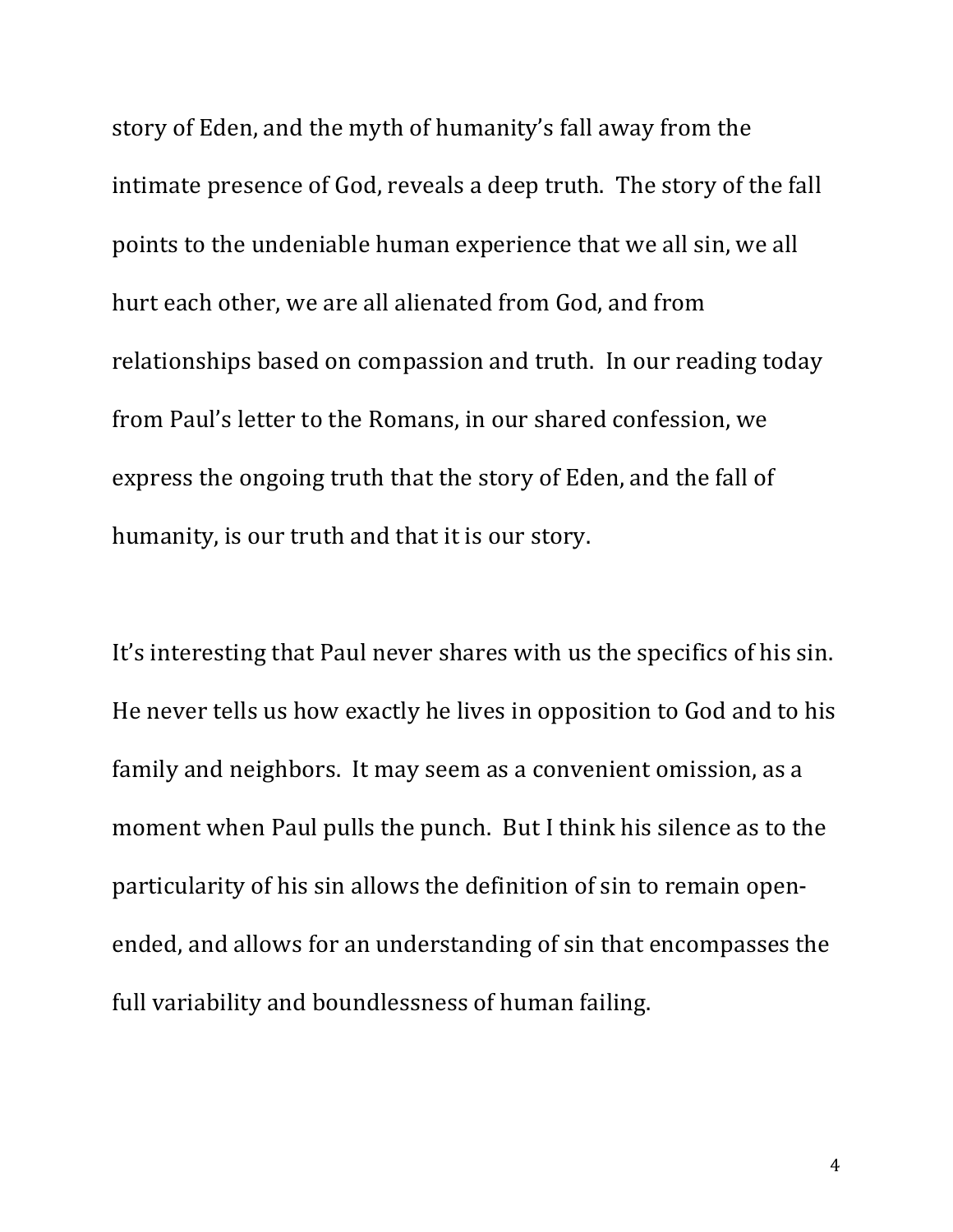story of Eden, and the myth of humanity's fall away from the intimate presence of God, reveals a deep truth. The story of the fall points to the undeniable human experience that we all sin, we all hurt each other, we are all alienated from God, and from relationships based on compassion and truth. In our reading today from Paul's letter to the Romans, in our shared confession, we express the ongoing truth that the story of Eden, and the fall of humanity, is our truth and that it is our story.

It's interesting that Paul never shares with us the specifics of his sin. He never tells us how exactly he lives in opposition to God and to his family and neighbors. It may seem as a convenient omission, as a moment when Paul pulls the punch. But I think his silence as to the particularity of his sin allows the definition of sin to remain open-ended, and allows for an understanding of sin that encompasses the full variability and boundlessness of human failing.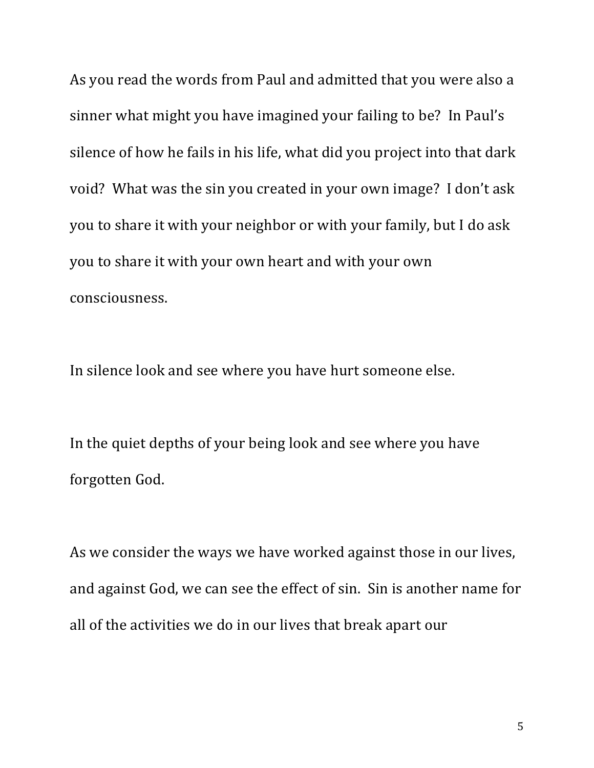As you read the words from Paul and admitted that you were also a sinner what might you have imagined your failing to be? In Paul's silence of how he fails in his life, what did you project into that dark void? What was the sin you created in your own image? I don't ask you to share it with your neighbor or with your family, but I do ask you to share it with your own heart and with your own consciousness.

In silence look and see where you have hurt someone else.

In the quiet depths of your being look and see where you have forgotten God.

As we consider the ways we have worked against those in our lives, and against God, we can see the effect of sin. Sin is another name for all of the activities we do in our lives that break apart our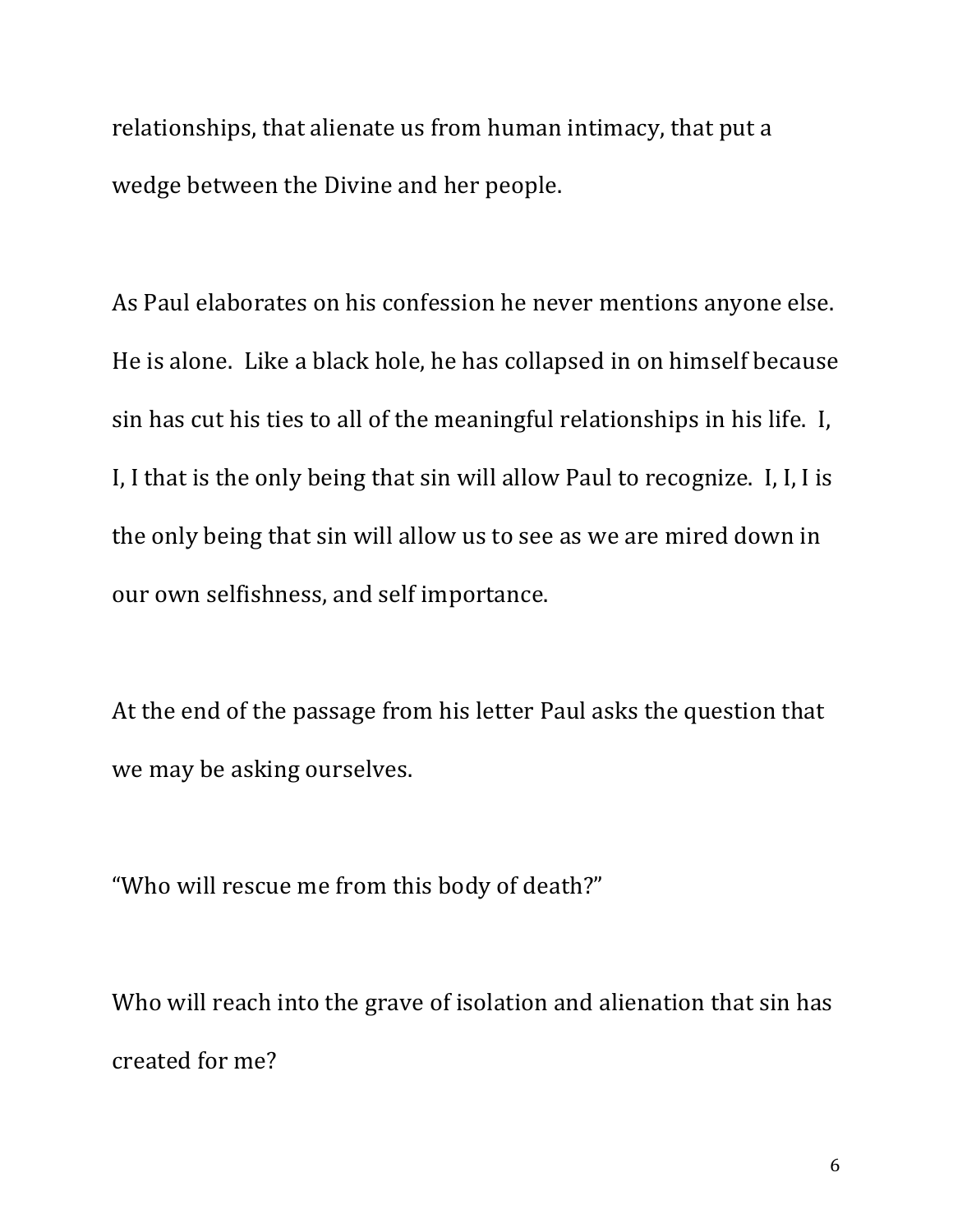relationships, that alienate us from human intimacy, that put a wedge between the Divine and her people.

As Paul elaborates on his confession he never mentions anyone else. He is alone. Like a black hole, he has collapsed in on himself because sin has cut his ties to all of the meaningful relationships in his life. I, I, I that is the only being that sin will allow Paul to recognize. I, I, I is the only being that sin will allow us to see as we are mired down in our own selfishness, and self importance.

At the end of the passage from his letter Paul asks the question that we may be asking ourselves.

"Who will rescue me from this body of death?"

Who will reach into the grave of isolation and alienation that sin has created for me?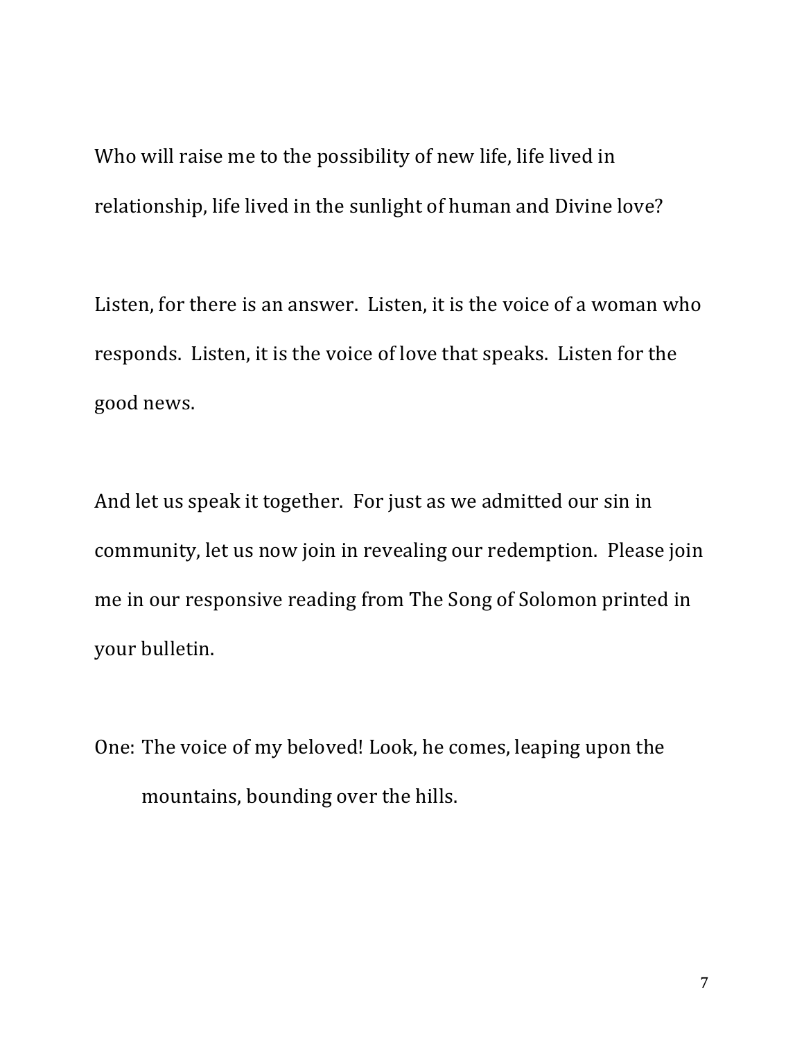Who will raise me to the possibility of new life, life lived in relationship, life lived in the sunlight of human and Divine love?

Listen, for there is an answer. Listen, it is the voice of a woman who responds. Listen, it is the voice of love that speaks. Listen for the good news.

And let us speak it together. For just as we admitted our sin in community, let us now join in revealing our redemption. Please join me in our responsive reading from The Song of Solomon printed in your bulletin.

One: The voice of my beloved! Look, he comes, leaping upon the mountains, bounding over the hills.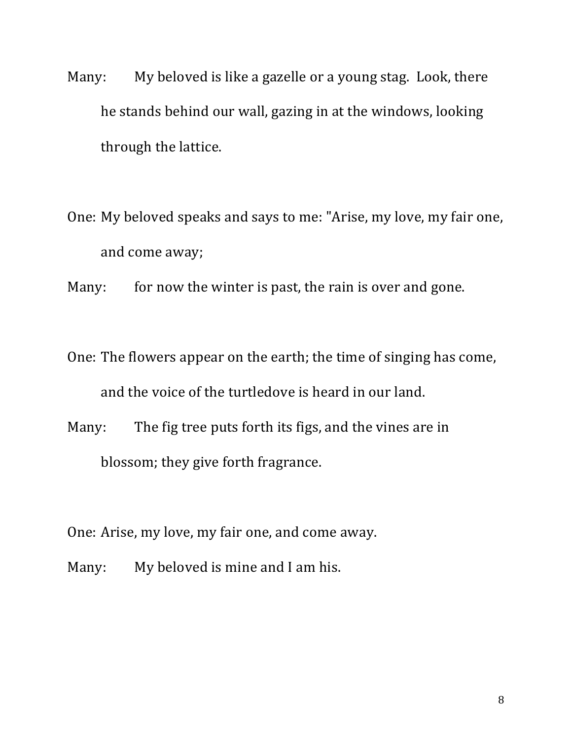Many: My beloved is like a gazelle or a young stag. Look, there he stands behind our wall, gazing in at the windows, looking through the lattice.

One: My beloved speaks and says to me: "Arise, my love, my fair one, and come away;

Many: for now the winter is past, the rain is over and gone.

One: The flowers appear on the earth; the time of singing has come, and the voice of the turtledove is heard in our land.

Many: The fig tree puts forth its figs, and the vines are in blossom; they give forth fragrance.

One: Arise, my love, my fair one, and come away.

Many: My beloved is mine and I am his.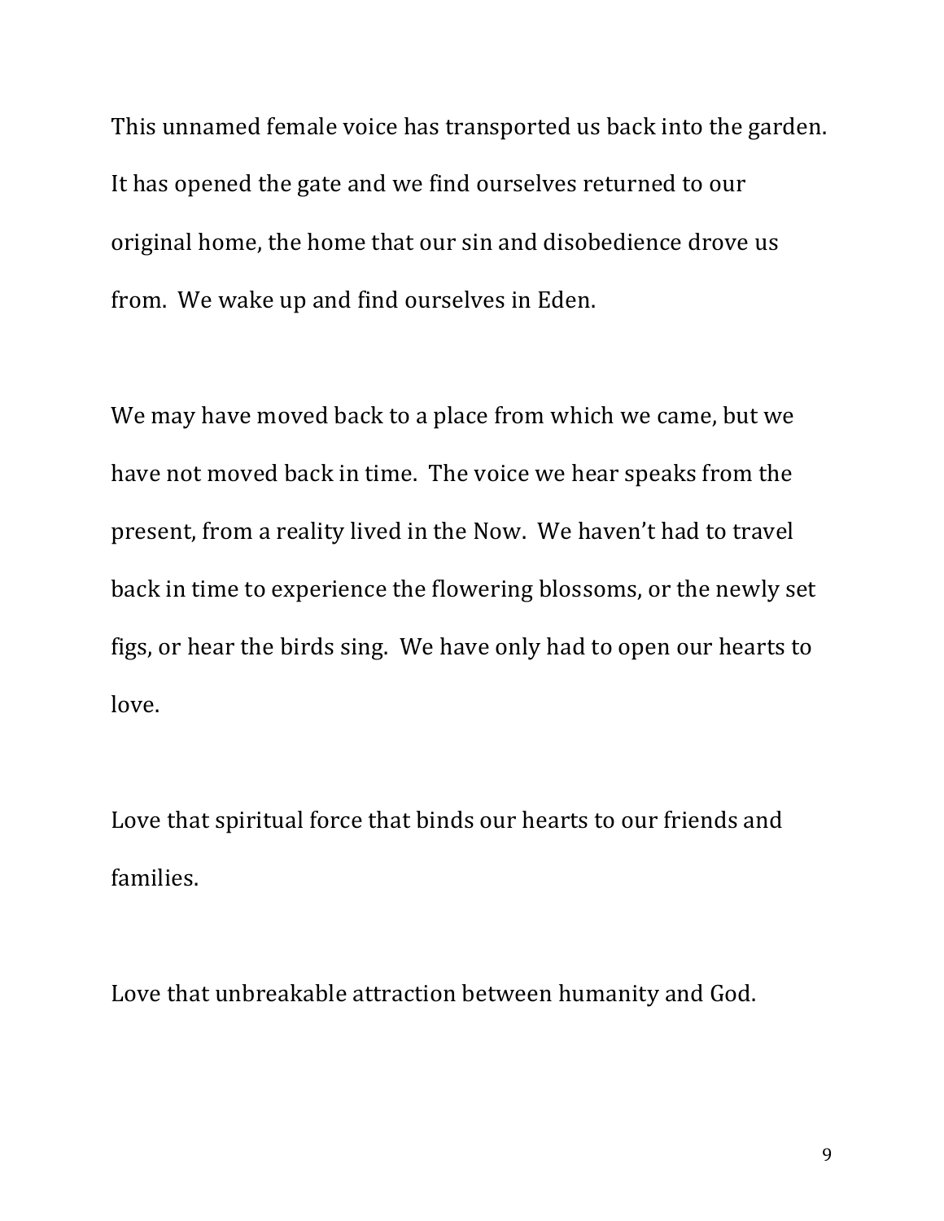This unnamed female voice has transported us back into the garden. It has opened the gate and we find ourselves returned to our original home, the home that our sin and disobedience drove us from. We wake up and find ourselves in Eden.

We may have moved back to a place from which we came, but we have not moved back in time. The voice we hear speaks from the present, from a reality lived in the Now. We haven't had to travel back in time to experience the flowering blossoms, or the newly set figs, or hear the birds sing. We have only had to open our hearts to love.

Love that spiritual force that binds our hearts to our friends and families.

Love that unbreakable attraction between humanity and God.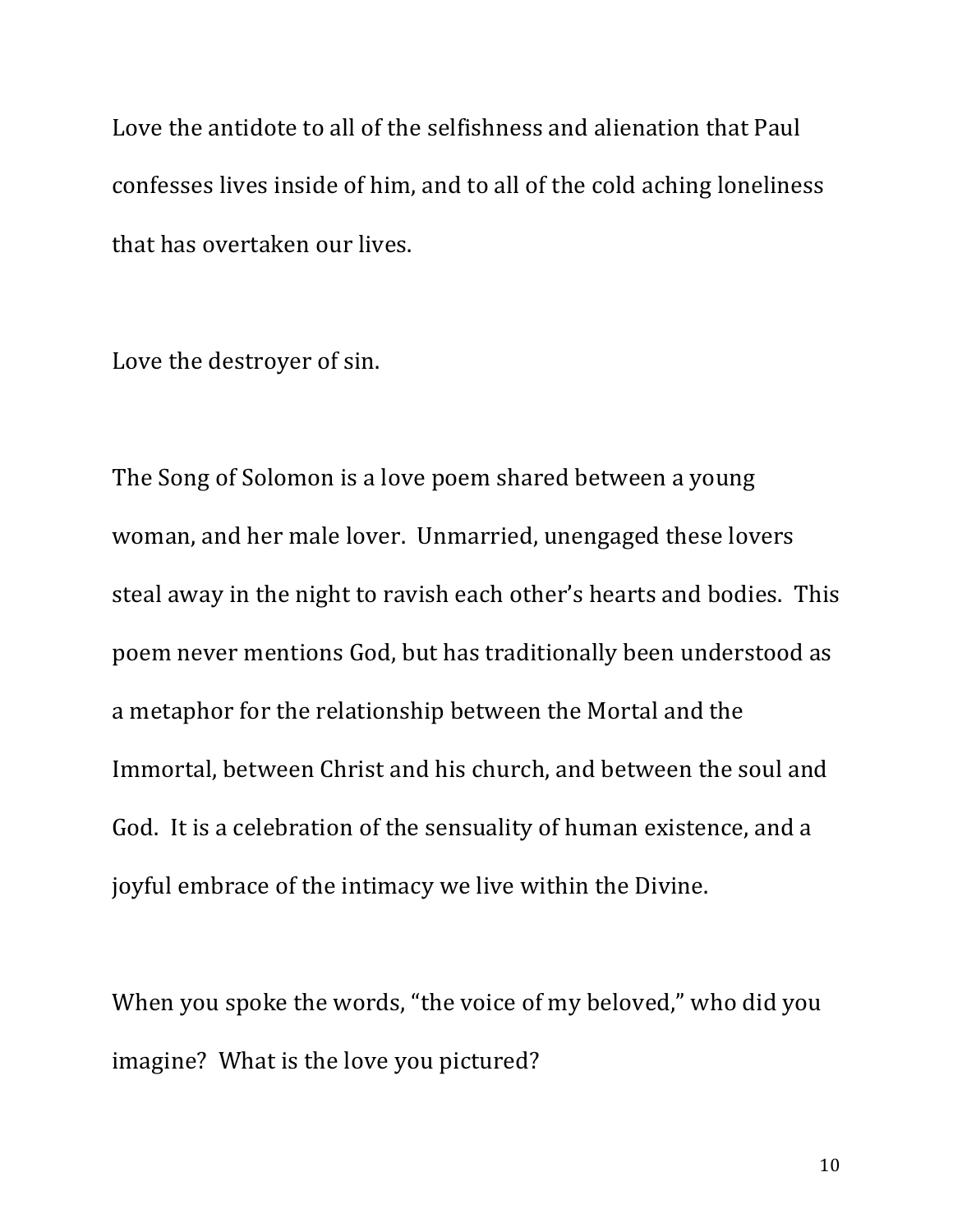Love the antidote to all of the selfishness and alienation that Paul confesses lives inside of him, and to all of the cold aching loneliness that has overtaken our lives.

Love the destroyer of sin.

The Song of Solomon is a love poem shared between a young woman, and her male lover. Unmarried, unengaged these lovers steal away in the night to ravish each other's hearts and bodies. This poem never mentions God, but has traditionally been understood as a metaphor for the relationship between the Mortal and the Immortal, between Christ and his church, and between the soul and God. It is a celebration of the sensuality of human existence, and a joyful embrace of the intimacy we live within the Divine.

When you spoke the words, "the voice of my beloved," who did you imagine? What is the love you pictured?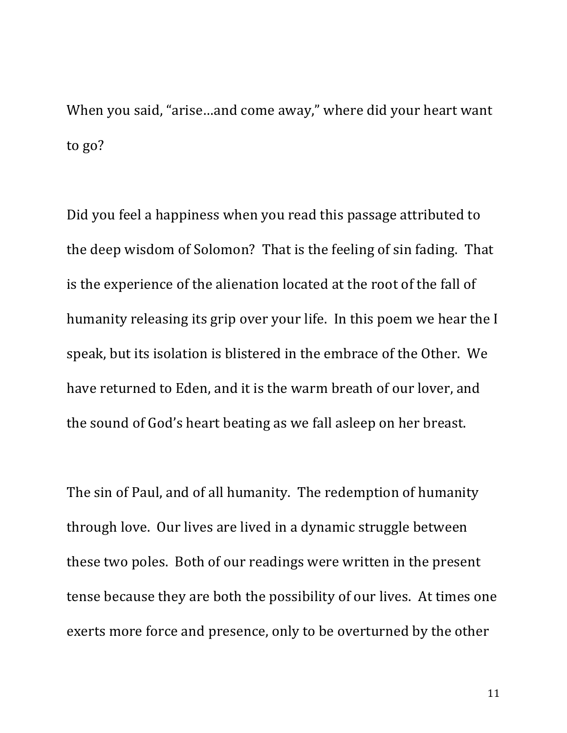When you said, "arise…and come away," where did your heart want to go?

Did you feel a happiness when you read this passage attributed to the deep wisdom of Solomon? That is the feeling of sin fading. That is the experience of the alienation located at the root of the fall of humanity releasing its grip over your life. In this poem we hear the I speak, but its isolation is blistered in the embrace of the Other. We have returned to Eden, and it is the warm breath of our lover, and the sound of God's heart beating as we fall asleep on her breast.

The sin of Paul, and of all humanity. The redemption of humanity through love. Our lives are lived in a dynamic struggle between these two poles. Both of our readings were written in the present tense because they are both the possibility of our lives. At times one exerts more force and presence, only to be overturned by the other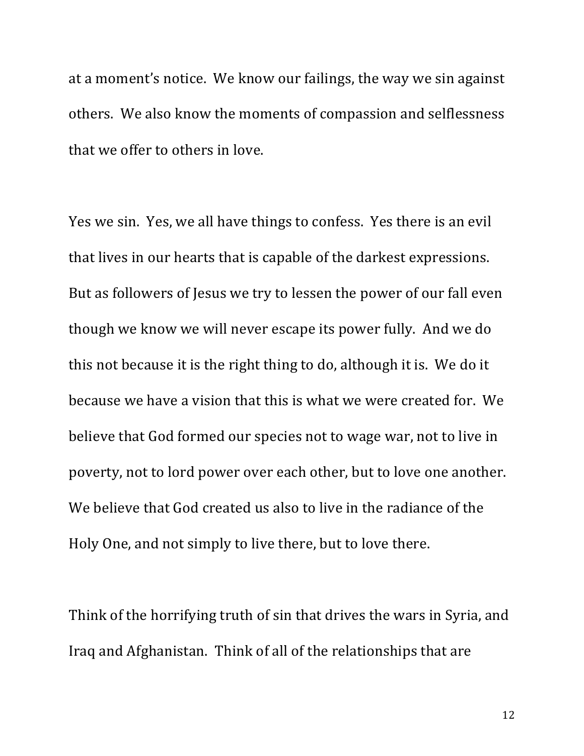at a moment's notice. We know our failings, the way we sin against others. We also know the moments of compassion and selflessness that we offer to others in love.

Yes we sin. Yes, we all have things to confess. Yes there is an evil that lives in our hearts that is capable of the darkest expressions. But as followers of Jesus we try to lessen the power of our fall even though we know we will never escape its power fully. And we do this not because it is the right thing to do, although it is. We do it because we have a vision that this is what we were created for. We believe that God formed our species not to wage war, not to live in poverty, not to lord power over each other, but to love one another. We believe that God created us also to live in the radiance of the Holy One, and not simply to live there, but to love there.

Think of the horrifying truth of sin that drives the wars in Syria, and Iraq and Afghanistan. Think of all of the relationships that are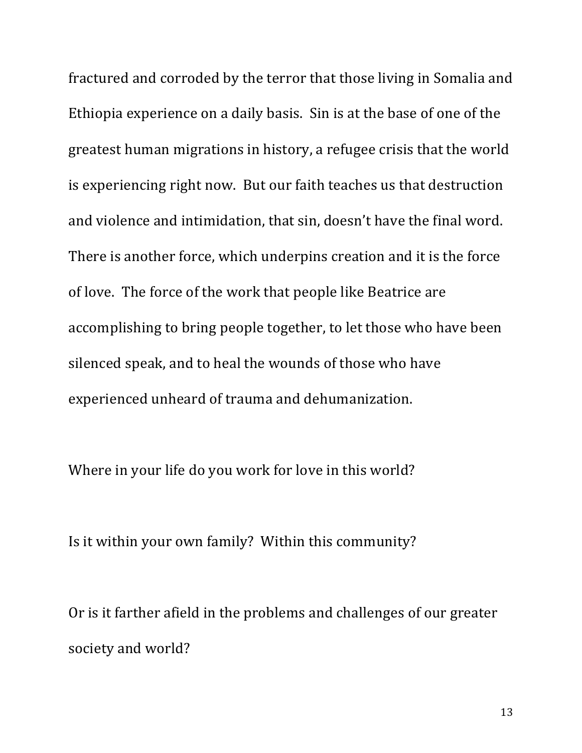fractured and corroded by the terror that those living in Somalia and Ethiopia experience on a daily basis. Sin is at the base of one of the greatest human migrations in history, a refugee crisis that the world is experiencing right now. But our faith teaches us that destruction and violence and intimidation, that sin, doesn't have the final word. There is another force, which underpins creation and it is the force of love. The force of the work that people like Beatrice are accomplishing to bring people together, to let those who have been silenced speak, and to heal the wounds of those who have experienced unheard of trauma and dehumanization.

Where in your life do you work for love in this world?

Is it within your own family? Within this community?

Or is it farther afield in the problems and challenges of our greater society and world?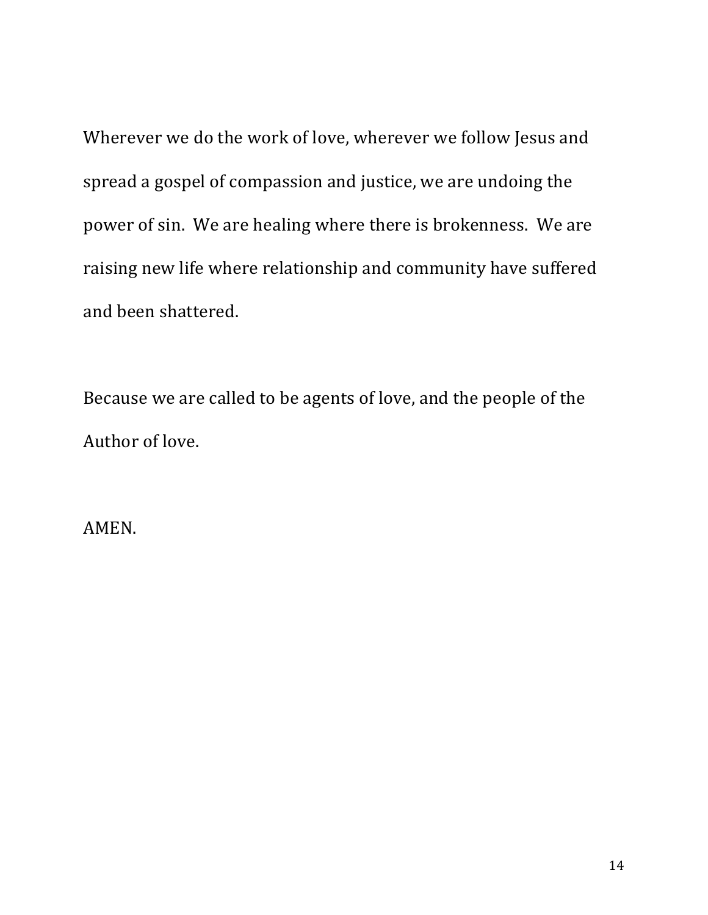Wherever we do the work of love, wherever we follow Jesus and spread a gospel of compassion and justice, we are undoing the power of sin. We are healing where there is brokenness. We are raising new life where relationship and community have suffered and been shattered.

Because we are called to be agents of love, and the people of the Author of love.

AMEN.